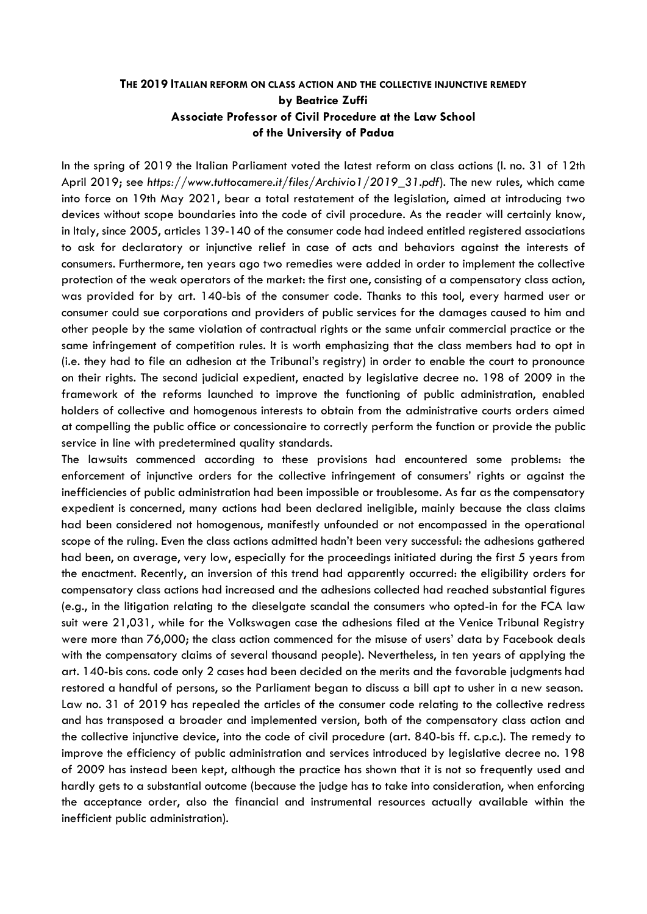# THE 2019 ITALIAN REFORM ON CLASS ACTION AND THE COLLECTIVE INJUNCTIVE REMEDY

**by Beatrice Zuffi**
**Associate Professor of Civil Procedure at the Law School of the University of Padua**

In the spring of 2019 the Italian Parliament voted the latest reform on class actions (l. no. 31 of 12th April 2019; see *https://www.tuttocamere.it/files/Archivio1/2019_31.pdf*). The new rules, which came into force on 19th May 2021, bear a total restatement of the legislation, aimed at introducing two devices without scope boundaries into the code of civil procedure. As the reader will certainly know, in Italy, since 2005, articles 139-140 of the consumer code had indeed entitled registered associations to ask for declaratory or injunctive relief in case of acts and behaviors against the interests of consumers. Furthermore, ten years ago two remedies were added in order to implement the collective protection of the weak operators of the market: the first one, consisting of a compensatory class action, was provided for by art. 140-bis of the consumer code. Thanks to this tool, every harmed user or consumer could sue corporations and providers of public services for the damages caused to him and other people by the same violation of contractual rights or the same unfair commercial practice or the same infringement of competition rules. It is worth emphasizing that the class members had to opt in (i.e. they had to file an adhesion at the Tribunal's registry) in order to enable the court to pronounce on their rights. The second judicial expedient, enacted by legislative decree no. 198 of 2009 in the framework of the reforms launched to improve the functioning of public administration, enabled holders of collective and homogenous interests to obtain from the administrative courts orders aimed at compelling the public office or concessionaire to correctly perform the function or provide the public service in line with predetermined quality standards.

The lawsuits commenced according to these provisions had encountered some problems: the enforcement of injunctive orders for the collective infringement of consumers' rights or against the inefficiencies of public administration had been impossible or troublesome. As far as the compensatory expedient is concerned, many actions had been declared ineligible, mainly because the class claims had been considered not homogenous, manifestly unfounded or not encompassed in the operational scope of the ruling. Even the class actions admitted hadn't been very successful: the adhesions gathered had been, on average, very low, especially for the proceedings initiated during the first 5 years from the enactment. Recently, an inversion of this trend had apparently occurred: the eligibility orders for compensatory class actions had increased and the adhesions collected had reached substantial figures (e.g., in the litigation relating to the dieselgate scandal the consumers who opted-in for the FCA law suit were 21,031, while for the Volkswagen case the adhesions filed at the Venice Tribunal Registry were more than 76,000; the class action commenced for the misuse of users' data by Facebook deals with the compensatory claims of several thousand people). Nevertheless, in ten years of applying the art. 140-bis cons. code only 2 cases had been decided on the merits and the favorable judgments had restored a handful of persons, so the Parliament began to discuss a bill apt to usher in a new season.

Law no. 31 of 2019 has repealed the articles of the consumer code relating to the collective redress and has transposed a broader and implemented version, both of the compensatory class action and the collective injunctive device, into the code of civil procedure (art. 840-bis ff. c.p.c.). The remedy to improve the efficiency of public administration and services introduced by legislative decree no. 198 of 2009 has instead been kept, although the practice has shown that it is not so frequently used and hardly gets to a substantial outcome (because the judge has to take into consideration, when enforcing the acceptance order, also the financial and instrumental resources actually available within the inefficient public administration).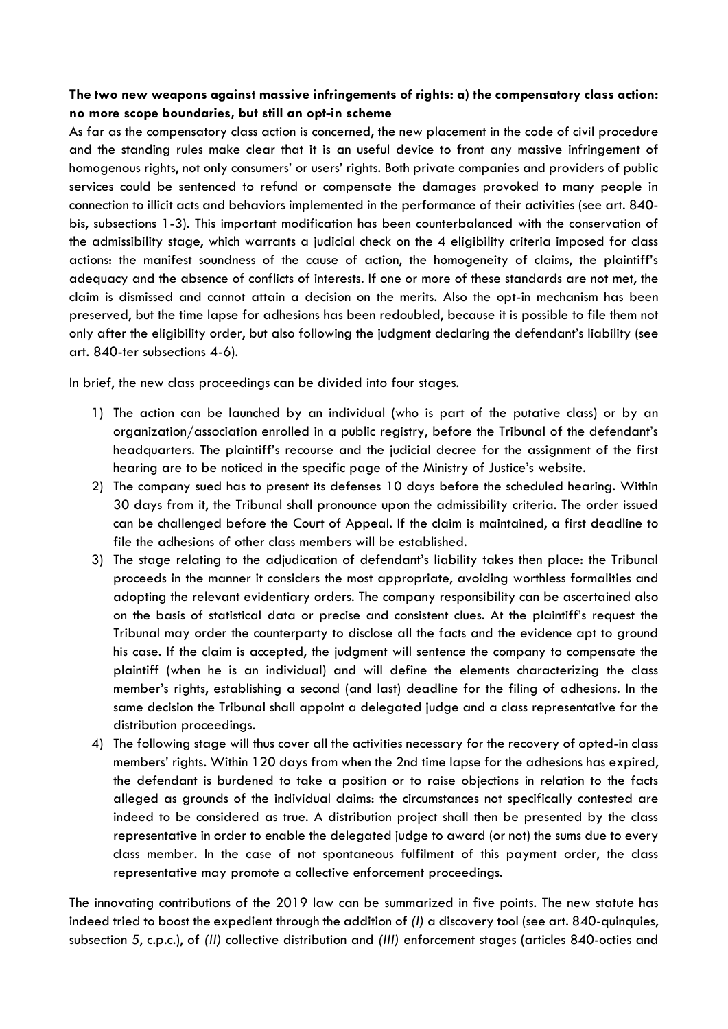**The two new weapons against massive infringements of rights: a) the compensatory class action: no more scope boundaries, but still an opt-in scheme**

As far as the compensatory class action is concerned, the new placement in the code of civil procedure and the standing rules make clear that it is an useful device to front any massive infringement of homogenous rights, not only consumers' or users' rights. Both private companies and providers of public services could be sentenced to refund or compensate the damages provoked to many people in connection to illicit acts and behaviors implemented in the performance of their activities (see art. 840-bis, subsections 1-3). This important modification has been counterbalanced with the conservation of the admissibility stage, which warrants a judicial check on the 4 eligibility criteria imposed for class actions: the manifest soundness of the cause of action, the homogeneity of claims, the plaintiff's adequacy and the absence of conflicts of interests. If one or more of these standards are not met, the claim is dismissed and cannot attain a decision on the merits. Also the opt-in mechanism has been preserved, but the time lapse for adhesions has been redoubled, because it is possible to file them not only after the eligibility order, but also following the judgment declaring the defendant's liability (see art. 840-ter subsections 4-6).

In brief, the new class proceedings can be divided into four stages.

1) The action can be launched by an individual (who is part of the putative class) or by an organization/association enrolled in a public registry, before the Tribunal of the defendant's headquarters. The plaintiff's recourse and the judicial decree for the assignment of the first hearing are to be noticed in the specific page of the Ministry of Justice's website.
2) The company sued has to present its defenses 10 days before the scheduled hearing. Within 30 days from it, the Tribunal shall pronounce upon the admissibility criteria. The order issued can be challenged before the Court of Appeal. If the claim is maintained, a first deadline to file the adhesions of other class members will be established.
3) The stage relating to the adjudication of defendant's liability takes then place: the Tribunal proceeds in the manner it considers the most appropriate, avoiding worthless formalities and adopting the relevant evidentiary orders. The company responsibility can be ascertained also on the basis of statistical data or precise and consistent clues. At the plaintiff's request the Tribunal may order the counterparty to disclose all the facts and the evidence apt to ground his case. If the claim is accepted, the judgment will sentence the company to compensate the plaintiff (when he is an individual) and will define the elements characterizing the class member's rights, establishing a second (and last) deadline for the filing of adhesions. In the same decision the Tribunal shall appoint a delegated judge and a class representative for the distribution proceedings.
4) The following stage will thus cover all the activities necessary for the recovery of opted-in class members' rights. Within 120 days from when the 2nd time lapse for the adhesions has expired, the defendant is burdened to take a position or to raise objections in relation to the facts alleged as grounds of the individual claims: the circumstances not specifically contested are indeed to be considered as true. A distribution project shall then be presented by the class representative in order to enable the delegated judge to award (or not) the sums due to every class member. In the case of not spontaneous fulfilment of this payment order, the class representative may promote a collective enforcement proceedings.

The innovating contributions of the 2019 law can be summarized in five points. The new statute has indeed tried to boost the expedient through the addition of *(I)* a discovery tool (see art. 840-quinquies, subsection 5, c.p.c.), of *(II)* collective distribution and *(III)* enforcement stages (articles 840-octies and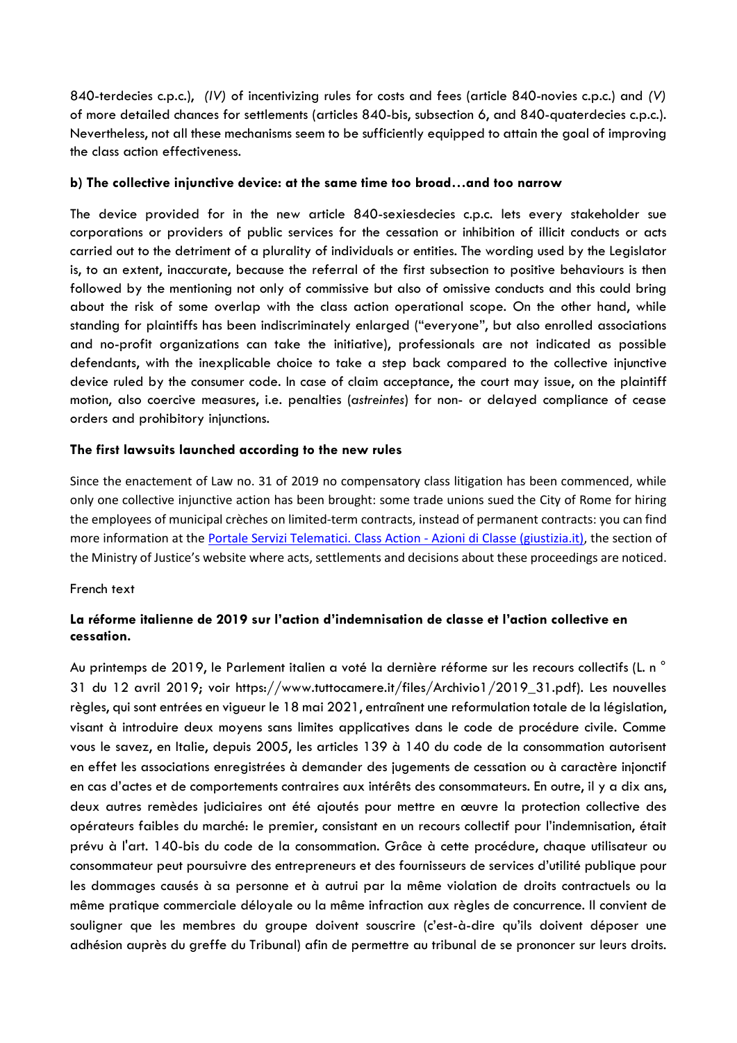840-terdecies c.p.c.), *(IV)* of incentivizing rules for costs and fees (article 840-novies c.p.c.) and *(V)* of more detailed chances for settlements (articles 840-bis, subsection 6, and 840-quaterdecies c.p.c.). Nevertheless, not all these mechanisms seem to be sufficiently equipped to attain the goal of improving the class action effectiveness.

**b) The collective injunctive device: at the same time too broad…and too narrow**

The device provided for in the new article 840-sexiesdecies c.p.c. lets every stakeholder sue corporations or providers of public services for the cessation or inhibition of illicit conducts or acts carried out to the detriment of a plurality of individuals or entities. The wording used by the Legislator is, to an extent, inaccurate, because the referral of the first subsection to positive behaviours is then followed by the mentioning not only of commissive but also of omissive conducts and this could bring about the risk of some overlap with the class action operational scope. On the other hand, while standing for plaintiffs has been indiscriminately enlarged ("everyone", but also enrolled associations and no-profit organizations can take the initiative), professionals are not indicated as possible defendants, with the inexplicable choice to take a step back compared to the collective injunctive device ruled by the consumer code. In case of claim acceptance, the court may issue, on the plaintiff motion, also coercive measures, i.e. penalties (*astreintes*) for non- or delayed compliance of cease orders and prohibitory injunctions.

**The first lawsuits launched according to the new rules**

Since the enactement of Law no. 31 of 2019 no compensatory class litigation has been commenced, while only one collective injunctive action has been brought: some trade unions sued the City of Rome for hiring the employees of municipal crèches on limited-term contracts, instead of permanent contracts: you can find more information at the [Portale Servizi Telematici. Class Action - Azioni di Classe (giustizia.it)], the section of the Ministry of Justice's website where acts, settlements and decisions about these proceedings are noticed.

French text

**La réforme italienne de 2019 sur l'action d'indemnisation de classe et l'action collective en cessation.**

Au printemps de 2019, le Parlement italien a voté la dernière réforme sur les recours collectifs (L. n ° 31 du 12 avril 2019; voir https://www.tuttocamere.it/files/Archivio1/2019_31.pdf). Les nouvelles règles, qui sont entrées en vigueur le 18 mai 2021, entraînent une reformulation totale de la législation, visant à introduire deux moyens sans limites applicatives dans le code de procédure civile. Comme vous le savez, en Italie, depuis 2005, les articles 139 à 140 du code de la consommation autorisent en effet les associations enregistrées à demander des jugements de cessation ou à caractère injonctif en cas d'actes et de comportements contraires aux intérêts des consommateurs. En outre, il y a dix ans, deux autres remèdes judiciaires ont été ajoutés pour mettre en œuvre la protection collective des opérateurs faibles du marché: le premier, consistant en un recours collectif pour l'indemnisation, était prévu à l'art. 140-bis du code de la consommation. Grâce à cette procédure, chaque utilisateur ou consommateur peut poursuivre des entrepreneurs et des fournisseurs de services d'utilité publique pour les dommages causés à sa personne et à autrui par la même violation de droits contractuels ou la même pratique commerciale déloyale ou la même infraction aux règles de concurrence. Il convient de souligner que les membres du groupe doivent souscrire (c'est-à-dire qu'ils doivent déposer une adhésion auprès du greffe du Tribunal) afin de permettre au tribunal de se prononcer sur leurs droits.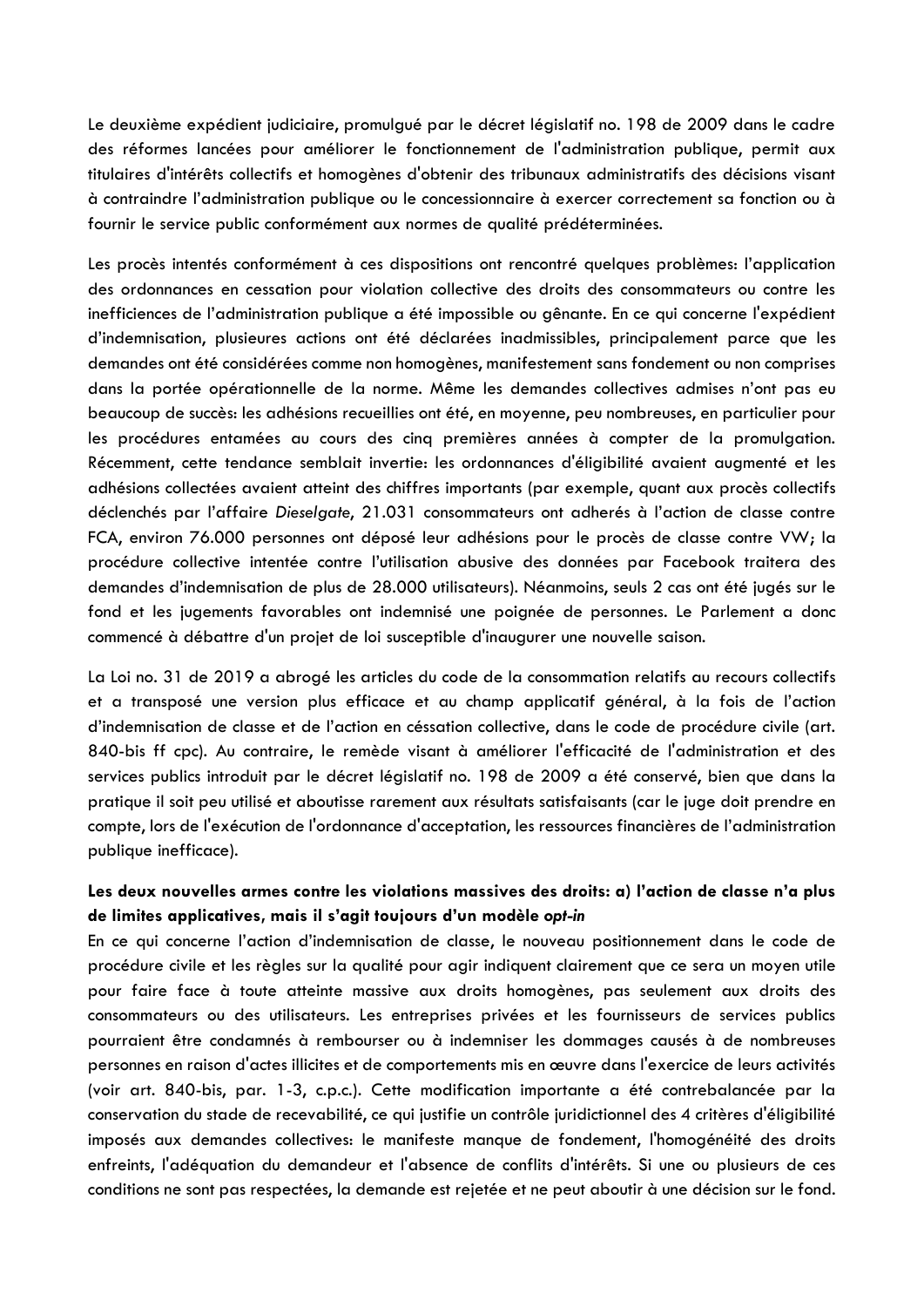Le deuxième expédient judiciaire, promulgué par le décret législatif no. 198 de 2009 dans le cadre des réformes lancées pour améliorer le fonctionnement de l'administration publique, permit aux titulaires d'intérêts collectifs et homogènes d'obtenir des tribunaux administratifs des décisions visant à contraindre l'administration publique ou le concessionnaire à exercer correctement sa fonction ou à fournir le service public conformément aux normes de qualité prédéterminées.

Les procès intentés conformément à ces dispositions ont rencontré quelques problèmes: l'application des ordonnances en cessation pour violation collective des droits des consommateurs ou contre les inefficiences de l'administration publique a été impossible ou gênante. En ce qui concerne l'expédient d'indemnisation, plusieures actions ont été déclarées inadmissibles, principalement parce que les demandes ont été considérées comme non homogènes, manifestement sans fondement ou non comprises dans la portée opérationnelle de la norme. Même les demandes collectives admises n'ont pas eu beaucoup de succès: les adhésions recueillies ont été, en moyenne, peu nombreuses, en particulier pour les procédures entamées au cours des cinq premières années à compter de la promulgation. Récemment, cette tendance semblait invertie: les ordonnances d'éligibilité avaient augmenté et les adhésions collectées avaient atteint des chiffres importants (par exemple, quant aux procès collectifs déclenchés par l'affaire *Dieselgate*, 21.031 consommateurs ont adherés à l'action de classe contre FCA, environ 76.000 personnes ont déposé leur adhésions pour le procès de classe contre VW; la procédure collective intentée contre l'utilisation abusive des données par Facebook traitera des demandes d'indemnisation de plus de 28.000 utilisateurs). Néanmoins, seuls 2 cas ont été jugés sur le fond et les jugements favorables ont indemnisé une poignée de personnes. Le Parlement a donc commencé à débattre d'un projet de loi susceptible d'inaugurer une nouvelle saison.

La Loi no. 31 de 2019 a abrogé les articles du code de la consommation relatifs au recours collectifs et a transposé une version plus efficace et au champ applicatif général, à la fois de l'action d'indemnisation de classe et de l'action en céssation collective, dans le code de procédure civile (art. 840-bis ff cpc). Au contraire, le remède visant à améliorer l'efficacité de l'administration et des services publics introduit par le décret législatif no. 198 de 2009 a été conservé, bien que dans la pratique il soit peu utilisé et aboutisse rarement aux résultats satisfaisants (car le juge doit prendre en compte, lors de l'exécution de l'ordonnance d'acceptation, les ressources financières de l'administration publique inefficace).

**Les deux nouvelles armes contre les violations massives des droits: a) l'action de classe n'a plus de limites applicatives, mais il s'agit toujours d'un modèle *opt-in***

En ce qui concerne l'action d'indemnisation de classe, le nouveau positionnement dans le code de procédure civile et les règles sur la qualité pour agir indiquent clairement que ce sera un moyen utile pour faire face à toute atteinte massive aux droits homogènes, pas seulement aux droits des consommateurs ou des utilisateurs. Les entreprises privées et les fournisseurs de services publics pourraient être condamnés à rembourser ou à indemniser les dommages causés à de nombreuses personnes en raison d'actes illicites et de comportements mis en œuvre dans l'exercice de leurs activités (voir art. 840-bis, par. 1-3, c.p.c.). Cette modification importante a été contrebalancée par la conservation du stade de recevabilité, ce qui justifie un contrôle juridictionnel des 4 critères d'éligibilité imposés aux demandes collectives: le manifeste manque de fondement, l'homogénéité des droits enfreints, l'adéquation du demandeur et l'absence de conflits d'intérêts. Si une ou plusieurs de ces conditions ne sont pas respectées, la demande est rejetée et ne peut aboutir à une décision sur le fond.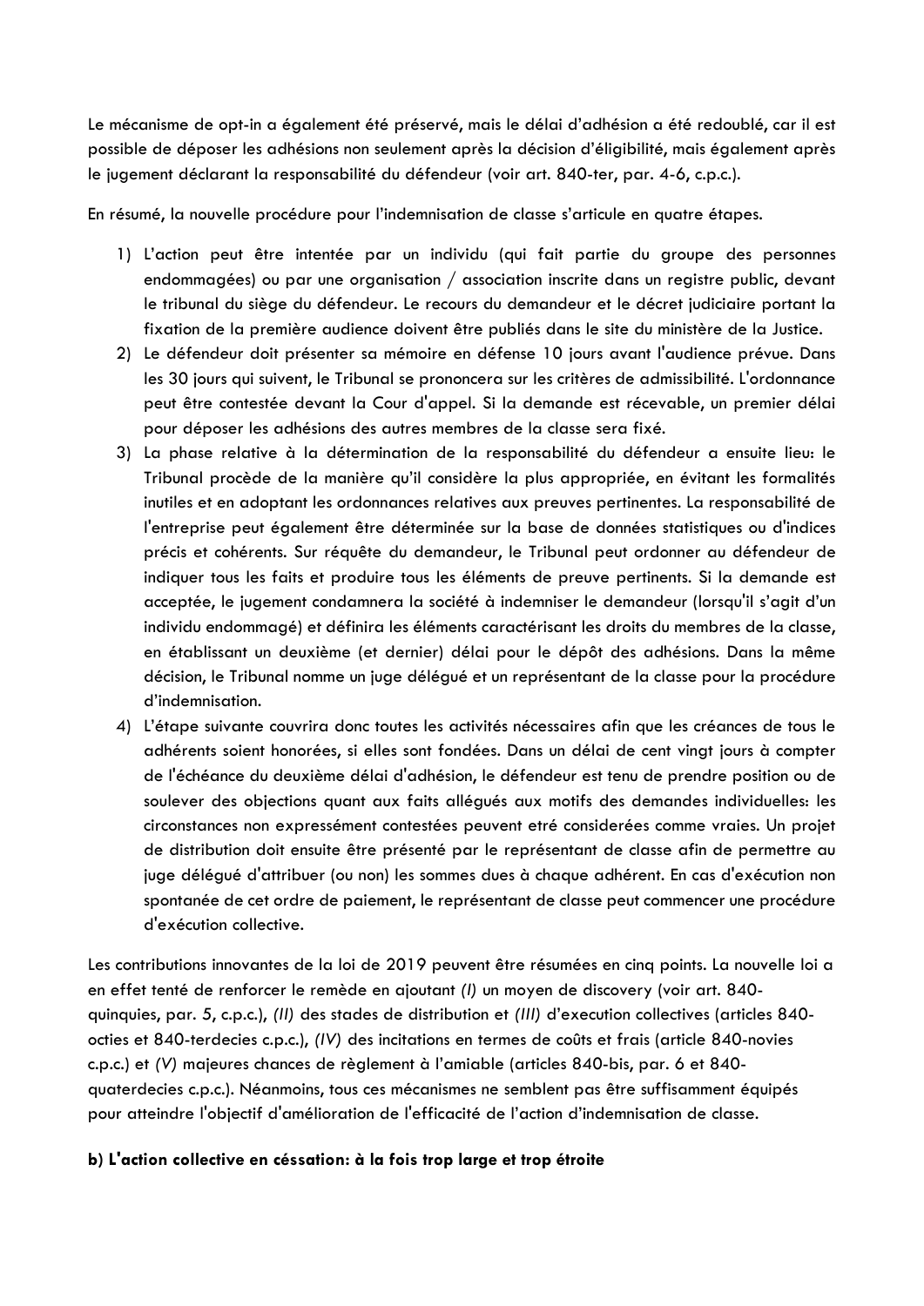Le mécanisme de opt-in a également été préservé, mais le délai d'adhésion a été redoublé, car il est possible de déposer les adhésions non seulement après la décision d'éligibilité, mais également après le jugement déclarant la responsabilité du défendeur (voir art. 840-ter, par. 4-6, c.p.c.).

En résumé, la nouvelle procédure pour l'indemnisation de classe s'articule en quatre étapes.

1) L'action peut être intentée par un individu (qui fait partie du groupe des personnes endommagées) ou par une organisation / association inscrite dans un registre public, devant le tribunal du siège du défendeur. Le recours du demandeur et le décret judiciaire portant la fixation de la première audience doivent être publiés dans le site du ministère de la Justice.
2) Le défendeur doit présenter sa mémoire en défense 10 jours avant l'audience prévue. Dans les 30 jours qui suivent, le Tribunal se prononcera sur les critères de admissibilité. L'ordonnance peut être contestée devant la Cour d'appel. Si la demande est récevable, un premier délai pour déposer les adhésions des autres membres de la classe sera fixé.
3) La phase relative à la détermination de la responsabilité du défendeur a ensuite lieu: le Tribunal procède de la manière qu'il considère la plus appropriée, en évitant les formalités inutiles et en adoptant les ordonnances relatives aux preuves pertinentes. La responsabilité de l'entreprise peut également être déterminée sur la base de données statistiques ou d'indices précis et cohérents. Sur réquête du demandeur, le Tribunal peut ordonner au défendeur de indiquer tous les faits et produire tous les éléments de preuve pertinents. Si la demande est acceptée, le jugement condamnera la société à indemniser le demandeur (lorsqu'il s'agit d'un individu endommagé) et définira les éléments caractérisant les droits du membres de la classe, en établissant un deuxième (et dernier) délai pour le dépôt des adhésions. Dans la même décision, le Tribunal nomme un juge délégué et un représentant de la classe pour la procédure d'indemnisation.
4) L'étape suivante couvrira donc toutes les activités nécessaires afin que les créances de tous le adhérents soient honorées, si elles sont fondées. Dans un délai de cent vingt jours à compter de l'échéance du deuxième délai d'adhésion, le défendeur est tenu de prendre position ou de soulever des objections quant aux faits allégués aux motifs des demandes individuelles: les circonstances non expressément contestées peuvent etré considerées comme vraies. Un projet de distribution doit ensuite être présenté par le représentant de classe afin de permettre au juge délégué d'attribuer (ou non) les sommes dues à chaque adhérent. En cas d'exécution non spontanée de cet ordre de paiement, le représentant de classe peut commencer une procédure d'exécution collective.

Les contributions innovantes de la loi de 2019 peuvent être résumées en cinq points. La nouvelle loi a en effet tenté de renforcer le remède en ajoutant *(I)* un moyen de discovery (voir art. 840-quinquies, par. 5, c.p.c.), *(II)* des stades de distribution et *(III)* d'execution collectives (articles 840-octies et 840-terdecies c.p.c.), *(IV)* des incitations en termes de coûts et frais (article 840-novies c.p.c.) et *(V)* majeures chances de règlement à l'amiable (articles 840-bis, par. 6 et 840-quaterdecies c.p.c.). Néanmoins, tous ces mécanismes ne semblent pas être suffisamment équipés pour atteindre l'objectif d'amélioration de l'efficacité de l'action d'indemnisation de classe.

**b) L'action collective en céssation: à la fois trop large et trop étroite**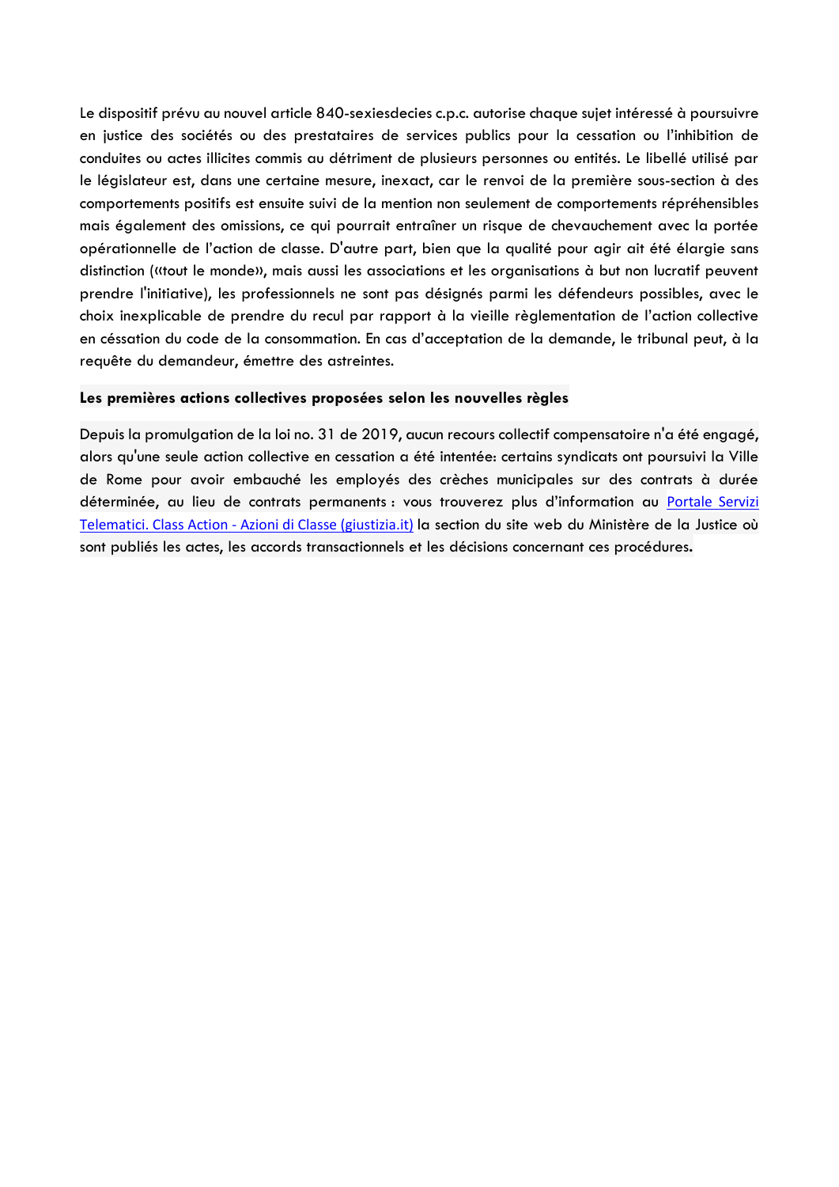Le dispositif prévu au nouvel article 840-sexiesdecies c.p.c. autorise chaque sujet intéressé à poursuivre en justice des sociétés ou des prestataires de services publics pour la cessation ou l'inhibition de conduites ou actes illicites commis au détriment de plusieurs personnes ou entités. Le libellé utilisé par le législateur est, dans une certaine mesure, inexact, car le renvoi de la première sous-section à des comportements positifs est ensuite suivi de la mention non seulement de comportements répréhensibles mais également des omissions, ce qui pourrait entraîner un risque de chevauchement avec la portée opérationnelle de l'action de classe. D'autre part, bien que la qualité pour agir ait été élargie sans distinction («tout le monde», mais aussi les associations et les organisations à but non lucratif peuvent prendre l'initiative), les professionnels ne sont pas désignés parmi les défendeurs possibles, avec le choix inexplicable de prendre du recul par rapport à la vieille règlementation de l'action collective en céssation du code de la consommation. En cas d'acceptation de la demande, le tribunal peut, à la requête du demandeur, émettre des astreintes.

**Les premières actions collectives proposées selon les nouvelles règles**

Depuis la promulgation de la loi no. 31 de 2019, aucun recours collectif compensatoire n'a été engagé, alors qu'une seule action collective en cessation a été intentée: certains syndicats ont poursuivi la Ville de Rome pour avoir embauché les employés des crèches municipales sur des contrats à durée déterminée, au lieu de contrats permanents : vous trouverez plus d'information au [Portale Servizi Telematici. Class Action - Azioni di Classe (giustizia.it)](giustizia.it) la section du site web du Ministère de la Justice où sont publiés les actes, les accords transactionnels et les décisions concernant ces procédures.